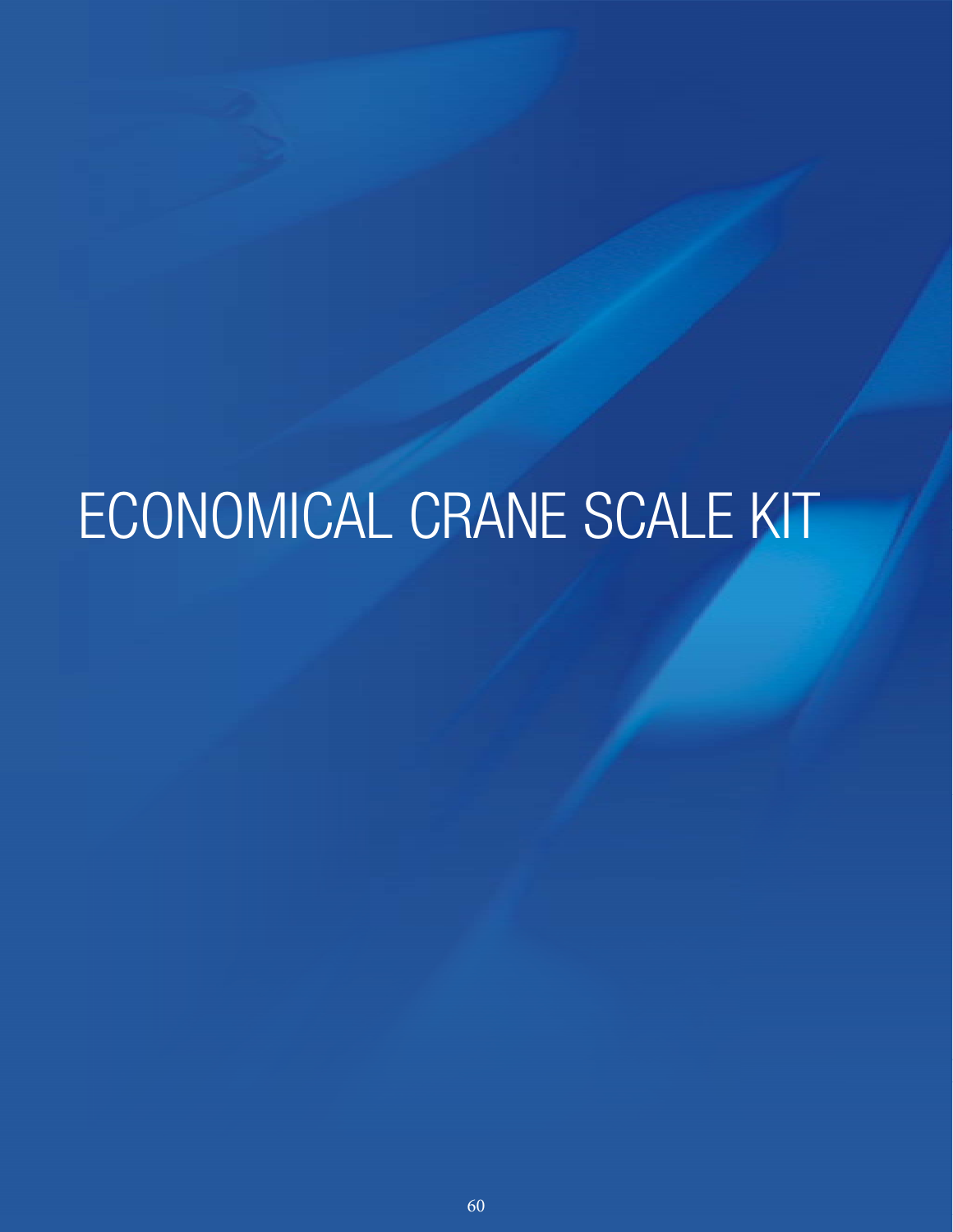# ECONOMICAL CRANE SCALE KIT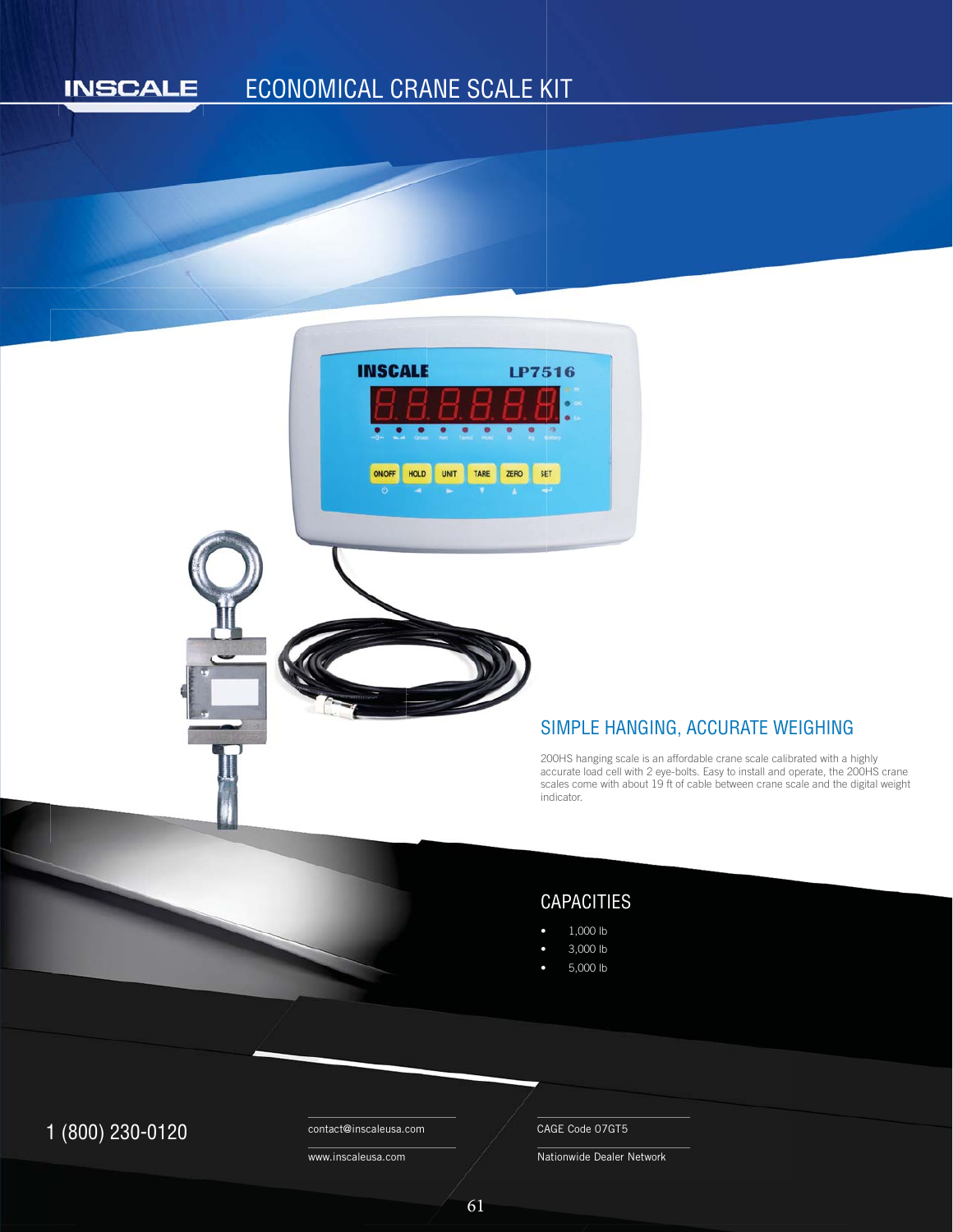# ECONOMICAL CRANE SCALE KIT

## SIMPLE HANGING, ACCURATE WEIGHING

200HS hanging scale is an affordable crane scale calibrated with a highly accurate load cell with 2 eye-bolts. Easy to install and operate, the 200HS crane scales come with about 19 ft of cable between crane scale and the digital weight indicator.

## CAPACITIES

- 1,000 lb
- 3,000 lb
- 5,000 lb

1 (800) 230-0120

contact@inscaleusa.com

www.inscaleusa.com

CAGE Code 07GT5

Nationwide Dealer Network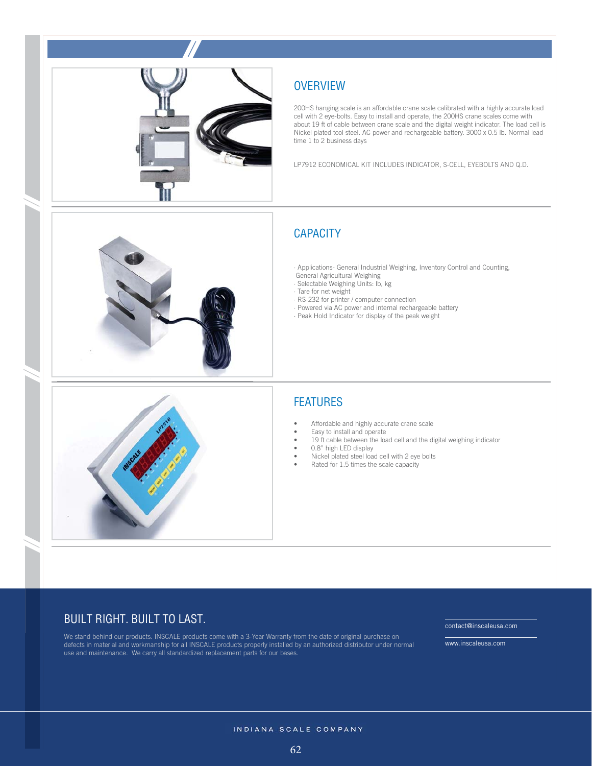## OVERVIEW

200HS hanging scale is an affordable crane scale calibrated with a highly accurate load cell with 2 eye-bolts. Easy to install and operate, the 200HS crane scales come with about 19 ft of cable between crane scale and the digital weight indicator. The load cell is Nickel plated tool steel. AC power and rechargeable battery. 3000 x 0.5 lb. Normal lead time 1 to 2 business days

LP7912 ECONOMICAL KIT INCLUDES INDICATOR, S-CELL, EYEBOLTS AND Q.D.

## CAPACITY

· Applications- General Industrial Weighing, Inventory Control and Counting, General Agricultural Weighing
· Selectable Weighing Units: lb, kg
· Tare for net weight
· RS-232 for printer / computer connection
· Powered via AC power and internal rechargeable battery
· Peak Hold Indicator for display of the peak weight

## FEATURES

- Affordable and highly accurate crane scale
- Easy to install and operate
- 19 ft cable between the load cell and the digital weighing indicator
- 0.8" high LED display
- Nickel plated steel load cell with 2 eye bolts
- Rated for 1.5 times the scale capacity

## BUILT RIGHT. BUILT TO LAST.

We stand behind our products. INSCALE products come with a 3-Year Warranty from the date of original purchase on defects in material and workmanship for all INSCALE products properly installed by an authorized distributor under normal use and maintenance. We carry all standardized replacement parts for our bases.

contact@inscaleusa.com

www.inscaleusa.com

INDIANA SCALE COMPANY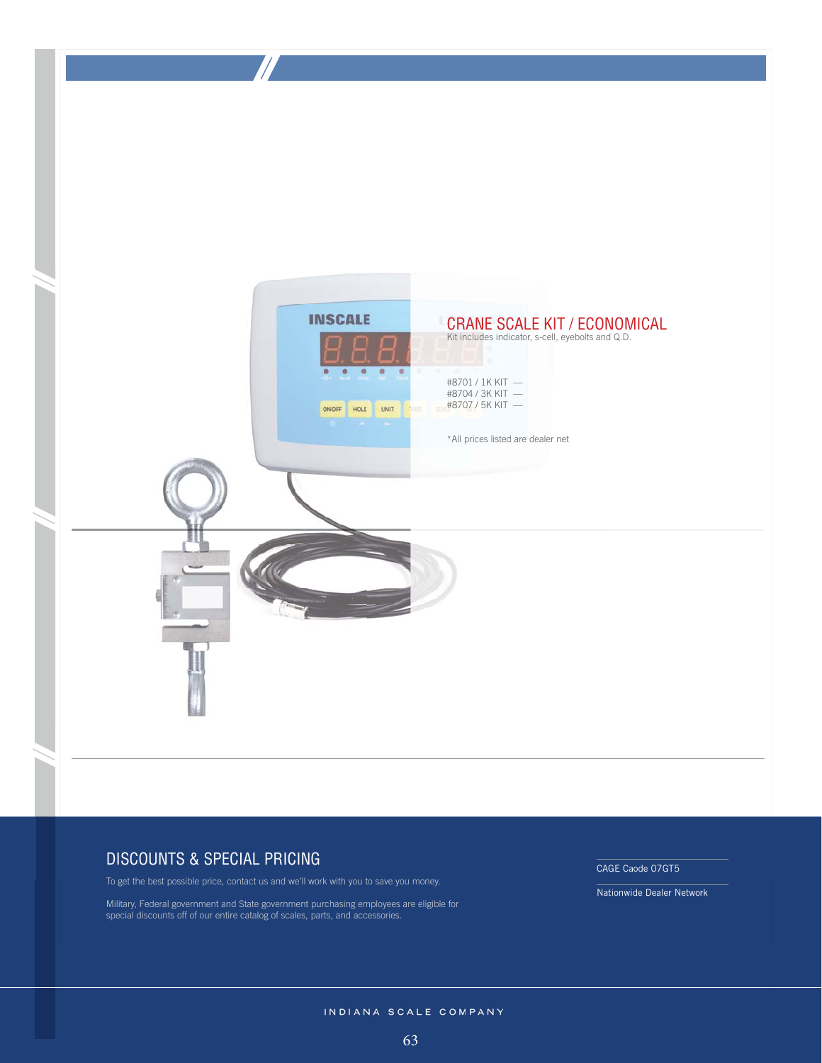## CRANE SCALE KIT / ECONOMICAL

Kit includes indicator, s-cell, eyebolts and Q.D.

#8701 / 1K KIT —
#8704 / 3K KIT —
#8707 / 5K KIT —

*All prices listed are dealer net

## DISCOUNTS & SPECIAL PRICING

To get the best possible price, contact us and we'll work with you to save you money.

Military, Federal government and State government purchasing employees are eligible for special discounts off of our entire catalog of scales, parts, and accessories.

CAGE Caode 07GT5

Nationwide Dealer Network

INDIANA SCALE COMPANY